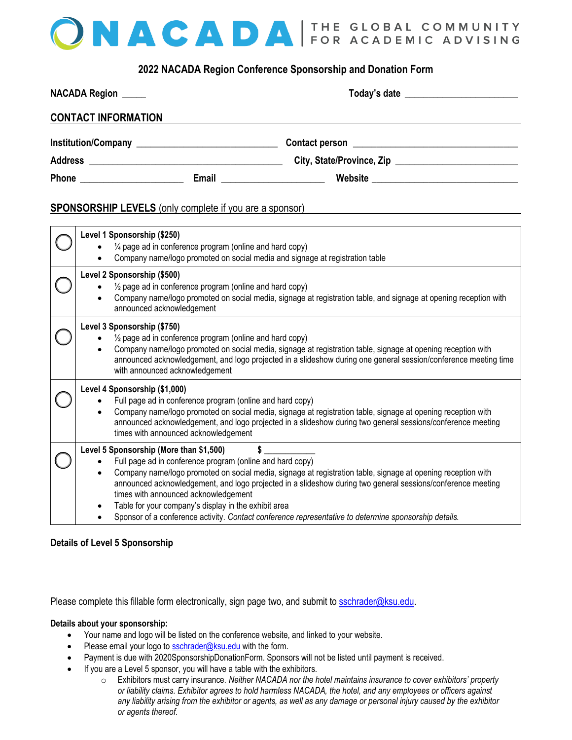NACADA | THE GLOBAL COMMUNITY FOR ACADEMIC ADVISING

## 2022 NACADA Region Conference Sponsorship and Donation Form

**NACADA Region** _____ **Today's date** ______________________

**CONTACT INFORMATION**

**Institution/Company** ____________________________ **Contact person** ________________________________

**Address** ______________________________________ **City, State/Province, Zip** ________________________

**Phone** ____________________ **Email** ____________________ **Website** ____________________________

**SPONSORSHIP LEVELS** (only complete if you are a sponsor)

| | |
|---|---|
| ◯ | **Level 1 Sponsorship ($250)**<br>• ¼ page ad in conference program (online and hard copy)<br>• Company name/logo promoted on social media and signage at registration table |
| ◯ | **Level 2 Sponsorship ($500)**<br>• ½ page ad in conference program (online and hard copy)<br>• Company name/logo promoted on social media, signage at registration table, and signage at opening reception with announced acknowledgement |
| ◯ | **Level 3 Sponsorship ($750)**<br>• ½ page ad in conference program (online and hard copy)<br>• Company name/logo promoted on social media, signage at registration table, signage at opening reception with announced acknowledgement, and logo projected in a slideshow during one general session/conference meeting time with announced acknowledgement |
| ◯ | **Level 4 Sponsorship ($1,000)**<br>• Full page ad in conference program (online and hard copy)<br>• Company name/logo promoted on social media, signage at registration table, signage at opening reception with announced acknowledgement, and logo projected in a slideshow during two general sessions/conference meeting times with announced acknowledgement |
| ◯ | **Level 5 Sponsorship (More than $1,500)** **$** ___________<br>• Full page ad in conference program (online and hard copy)<br>• Company name/logo promoted on social media, signage at registration table, signage at opening reception with announced acknowledgement, and logo projected in a slideshow during two general sessions/conference meeting times with announced acknowledgement<br>• Table for your company's display in the exhibit area<br>• Sponsor of a conference activity. *Contact conference representative to determine sponsorship details.* |

**Details of Level 5 Sponsorship**

Please complete this fillable form electronically, sign page two, and submit to sschrader@ksu.edu.

**Details about your sponsorship:**

- Your name and logo will be listed on the conference website, and linked to your website.
- Please email your logo to sschrader@ksu.edu with the form.
- Payment is due with 2020SponsorshipDonationForm. Sponsors will not be listed until payment is received.
- If you are a Level 5 sponsor, you will have a table with the exhibitors.
  - Exhibitors must carry insurance. *Neither NACADA nor the hotel maintains insurance to cover exhibitors' property or liability claims. Exhibitor agrees to hold harmless NACADA, the hotel, and any employees or officers against any liability arising from the exhibitor or agents, as well as any damage or personal injury caused by the exhibitor or agents thereof.*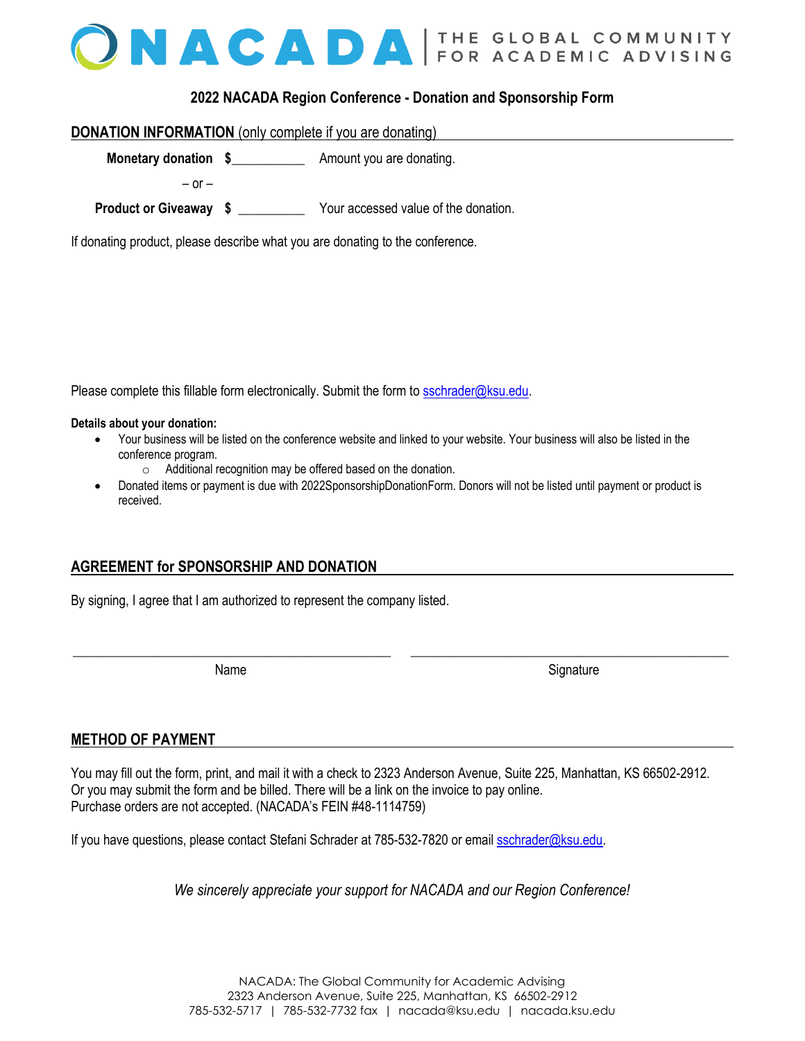# NACADA | THE GLOBAL COMMUNITY FOR ACADEMIC ADVISING

## 2022 NACADA Region Conference - Donation and Sponsorship Form

### **DONATION INFORMATION** (only complete if you are donating)

**Monetary donation** $___________ Amount you are donating.

– or –

**Product or Giveaway** $ __________ Your accessed value of the donation.

If donating product, please describe what you are donating to the conference.

Please complete this fillable form electronically. Submit the form to sschrader@ksu.edu.

**Details about your donation:**

- Your business will be listed on the conference website and linked to your website. Your business will also be listed in the conference program.
  - Additional recognition may be offered based on the donation.
- Donated items or payment is due with 2022SponsorshipDonationForm. Donors will not be listed until payment or product is received.

### AGREEMENT for SPONSORSHIP AND DONATION

By signing, I agree that I am authorized to represent the company listed.

__________________________________ __________________________________

Name Signature

### METHOD OF PAYMENT

You may fill out the form, print, and mail it with a check to 2323 Anderson Avenue, Suite 225, Manhattan, KS 66502-2912.
Or you may submit the form and be billed. There will be a link on the invoice to pay online.
Purchase orders are not accepted. (NACADA's FEIN #48-1114759)

If you have questions, please contact Stefani Schrader at 785-532-7820 or email sschrader@ksu.edu.

*We sincerely appreciate your support for NACADA and our Region Conference!*

NACADA: The Global Community for Academic Advising
2323 Anderson Avenue, Suite 225, Manhattan, KS 66502-2912
785-532-5717 | 785-532-7732 fax | nacada@ksu.edu | nacada.ksu.edu